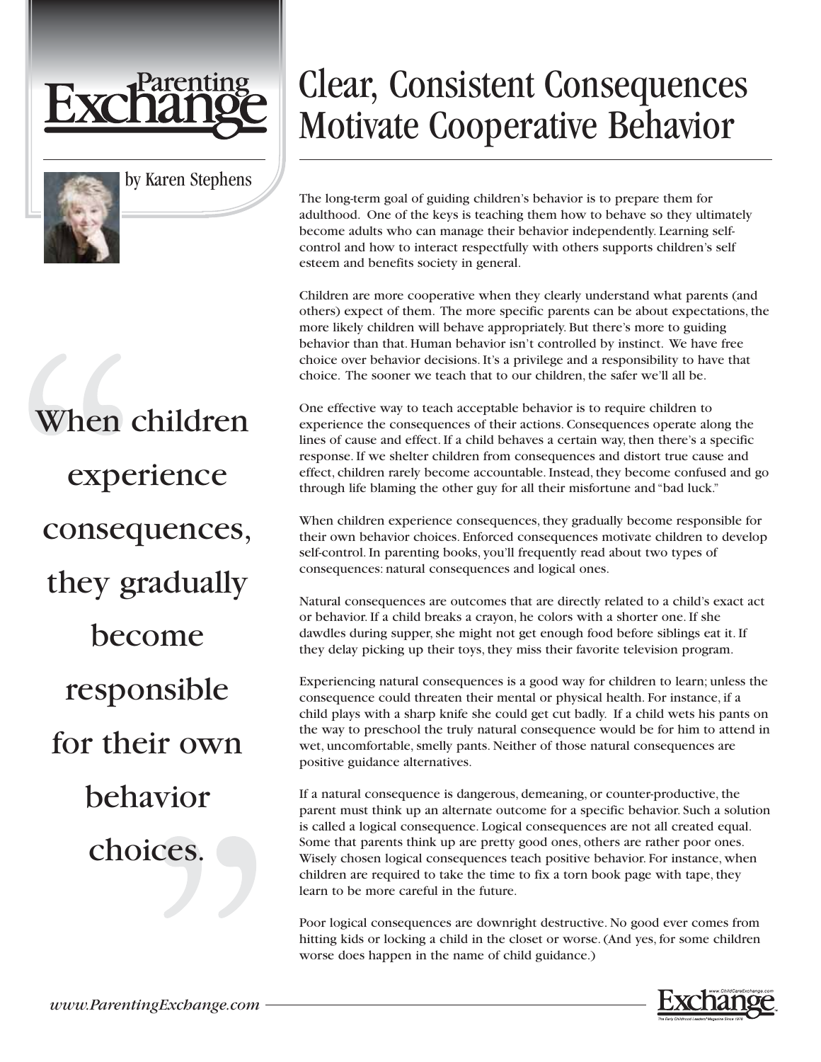Parenting Exchange

# Clear, Consistent Consequences Motivate Cooperative Behavior

by Karen Stephens

The long-term goal of guiding children's behavior is to prepare them for adulthood. One of the keys is teaching them how to behave so they ultimately become adults who can manage their behavior independently. Learning self-control and how to interact respectfully with others supports children's self esteem and benefits society in general.

Children are more cooperative when they clearly understand what parents (and others) expect of them. The more specific parents can be about expectations, the more likely children will behave appropriately. But there's more to guiding behavior than that. Human behavior isn't controlled by instinct. We have free choice over behavior decisions. It's a privilege and a responsibility to have that choice. The sooner we teach that to our children, the safer we'll all be.

> "When children experience consequences, they gradually become responsible for their own behavior choices."

One effective way to teach acceptable behavior is to require children to experience the consequences of their actions. Consequences operate along the lines of cause and effect. If a child behaves a certain way, then there's a specific response. If we shelter children from consequences and distort true cause and effect, children rarely become accountable. Instead, they become confused and go through life blaming the other guy for all their misfortune and "bad luck."

When children experience consequences, they gradually become responsible for their own behavior choices. Enforced consequences motivate children to develop self-control. In parenting books, you'll frequently read about two types of consequences: natural consequences and logical ones.

Natural consequences are outcomes that are directly related to a child's exact act or behavior. If a child breaks a crayon, he colors with a shorter one. If she dawdles during supper, she might not get enough food before siblings eat it. If they delay picking up their toys, they miss their favorite television program.

Experiencing natural consequences is a good way for children to learn; unless the consequence could threaten their mental or physical health. For instance, if a child plays with a sharp knife she could get cut badly. If a child wets his pants on the way to preschool the truly natural consequence would be for him to attend in wet, uncomfortable, smelly pants. Neither of those natural consequences are positive guidance alternatives.

If a natural consequence is dangerous, demeaning, or counter-productive, the parent must think up an alternate outcome for a specific behavior. Such a solution is called a logical consequence. Logical consequences are not all created equal. Some that parents think up are pretty good ones, others are rather poor ones. Wisely chosen logical consequences teach positive behavior. For instance, when children are required to take the time to fix a torn book page with tape, they learn to be more careful in the future.

Poor logical consequences are downright destructive. No good ever comes from hitting kids or locking a child in the closet or worse. (And yes, for some children worse does happen in the name of child guidance.)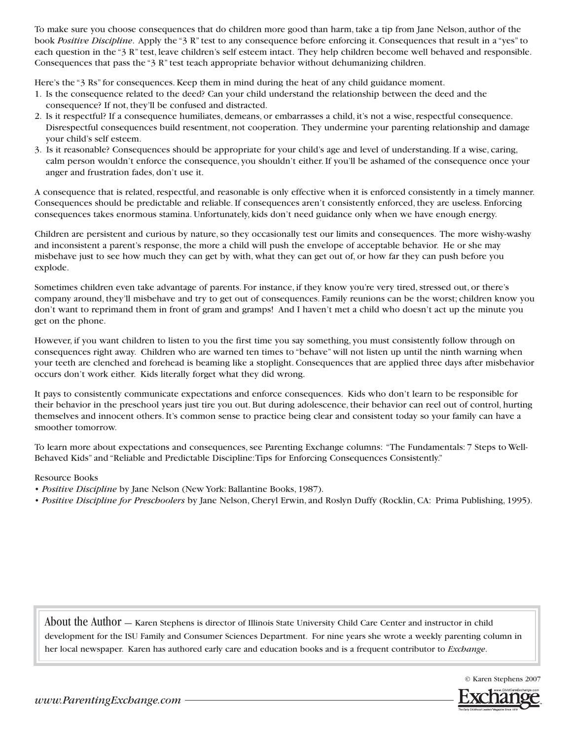To make sure you choose consequences that do children more good than harm, take a tip from Jane Nelson, author of the book *Positive Discipline*. Apply the "3 R" test to any consequence before enforcing it. Consequences that result in a "yes" to each question in the "3 R" test, leave children's self esteem intact. They help children become well behaved and responsible. Consequences that pass the "3 R" test teach appropriate behavior without dehumanizing children.

Here's the "3 Rs" for consequences. Keep them in mind during the heat of any child guidance moment.

1. Is the consequence related to the deed? Can your child understand the relationship between the deed and the consequence? If not, they'll be confused and distracted.
2. Is it respectful? If a consequence humiliates, demeans, or embarrasses a child, it's not a wise, respectful consequence. Disrespectful consequences build resentment, not cooperation. They undermine your parenting relationship and damage your child's self esteem.
3. Is it reasonable? Consequences should be appropriate for your child's age and level of understanding. If a wise, caring, calm person wouldn't enforce the consequence, you shouldn't either. If you'll be ashamed of the consequence once your anger and frustration fades, don't use it.

A consequence that is related, respectful, and reasonable is only effective when it is enforced consistently in a timely manner. Consequences should be predictable and reliable. If consequences aren't consistently enforced, they are useless. Enforcing consequences takes enormous stamina. Unfortunately, kids don't need guidance only when we have enough energy.

Children are persistent and curious by nature, so they occasionally test our limits and consequences. The more wishy-washy and inconsistent a parent's response, the more a child will push the envelope of acceptable behavior. He or she may misbehave just to see how much they can get by with, what they can get out of, or how far they can push before you explode.

Sometimes children even take advantage of parents. For instance, if they know you're very tired, stressed out, or there's company around, they'll misbehave and try to get out of consequences. Family reunions can be the worst; children know you don't want to reprimand them in front of gram and gramps! And I haven't met a child who doesn't act up the minute you get on the phone.

However, if you want children to listen to you the first time you say something, you must consistently follow through on consequences right away. Children who are warned ten times to "behave" will not listen up until the ninth warning when your teeth are clenched and forehead is beaming like a stoplight. Consequences that are applied three days after misbehavior occurs don't work either. Kids literally forget what they did wrong.

It pays to consistently communicate expectations and enforce consequences. Kids who don't learn to be responsible for their behavior in the preschool years just tire you out. But during adolescence, their behavior can reel out of control, hurting themselves and innocent others. It's common sense to practice being clear and consistent today so your family can have a smoother tomorrow.

To learn more about expectations and consequences, see Parenting Exchange columns: "The Fundamentals: 7 Steps to Well-Behaved Kids" and "Reliable and Predictable Discipline: Tips for Enforcing Consequences Consistently."

Resource Books

- *Positive Discipline* by Jane Nelson (New York: Ballantine Books, 1987).
- *Positive Discipline for Preschoolers* by Jane Nelson, Cheryl Erwin, and Roslyn Duffy (Rocklin, CA: Prima Publishing, 1995).

About the Author — Karen Stephens is director of Illinois State University Child Care Center and instructor in child development for the ISU Family and Consumer Sciences Department. For nine years she wrote a weekly parenting column in her local newspaper. Karen has authored early care and education books and is a frequent contributor to *Exchange*.

© Karen Stephens 2007